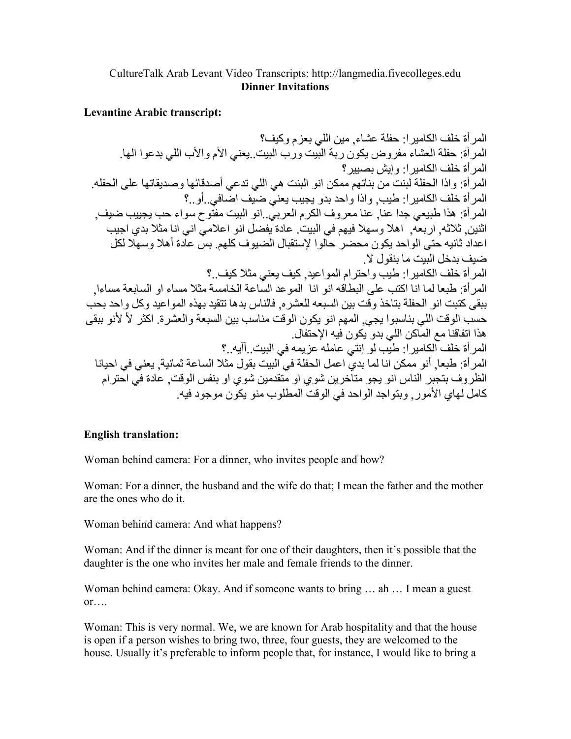CultureTalk Arab Levant Video Transcripts: http://langmedia.fivecolleges.edu
**Dinner Invitations**

**Levantine Arabic transcript:**

المرأة خلف الكاميرا: حفلة عشاء, مين اللي بعزم وكيف؟
المرأة: حفلة العشاء مفروض يكون ربة البيت ورب البيت..يعني الأم والأب اللي بدعوا الها.
المرأة خلف الكاميرا: وإيش بصيير؟
المرأة: واذا الحفلة لبنت من بناتهم ممكن انو البنت هي اللي تدعي أصدقائها وصديقاتها على الحفله.
المرأة خلف الكاميرا: طيب, واذا واحد بدو يجيب يعني ضيف اضافي..أو..؟
المرأة: هذا طبيعي جدا عنا, عنا معروف الكرم العربي..انو البيت مفتوح سواء حب يجيب ضيف, اثنين, ثلاثه, اربعه, اهلا وسهلا فيهم في البيت. عادة يفضل انو اعلامي اني انا مثلا بدي اجيب اعداد ثانيه حتى الواحد يكون محضر حالوا لإستقبال الضيوف كلهم. بس عادة أهلا وسهلا لكل ضيف بدخل البيت ما بنقول لا.
المرأة خلف الكاميرا: طيب واحترام المواعيد, كيف يعني مثلا كيف..؟
المرأة: طبعا لما انا اكتب على البطاقه انو انا الموعد الساعة الخامسة مثلا مساء او السابعة مساءا, ببقى كتبت انو الحفلة بتاخذ وقت بين السبعه للعشره, فالناس بدها تتقيد بهذه المواعيد وكل واحد بحب حسب الوقت اللي بناسبوا يجي, المهم انو يكون الوقت مناسب بين السبعة والعشرة. اكثر لأ لأنو ببقى هذا اتفاقنا مع الماكن اللي بدو يكون فيه الإحتفال.
المرأة خلف الكاميرا: طيب لو إنتي عامله عزيمه في البيت..آيه..؟
المرأة: طبعا, أنو ممكن انا لما بدي اعمل الحفلة في البيت بقول مثلا الساعة ثمانية, يعني في احيانا الظروف بتجبر الناس انو يجو متأخرين شوي او متقدمين شوي او بنفس الوقت, عادة في احترام كامل لهاي الأمور, وبتواجد الواحد في الوقت المطلوب منو يكون موجود فيه.

**English translation:**

Woman behind camera: For a dinner, who invites people and how?

Woman: For a dinner, the husband and the wife do that; I mean the father and the mother are the ones who do it.

Woman behind camera: And what happens?

Woman: And if the dinner is meant for one of their daughters, then it's possible that the daughter is the one who invites her male and female friends to the dinner.

Woman behind camera: Okay. And if someone wants to bring … ah … I mean a guest or….

Woman: This is very normal. We, we are known for Arab hospitality and that the house is open if a person wishes to bring two, three, four guests, they are welcomed to the house. Usually it's preferable to inform people that, for instance, I would like to bring a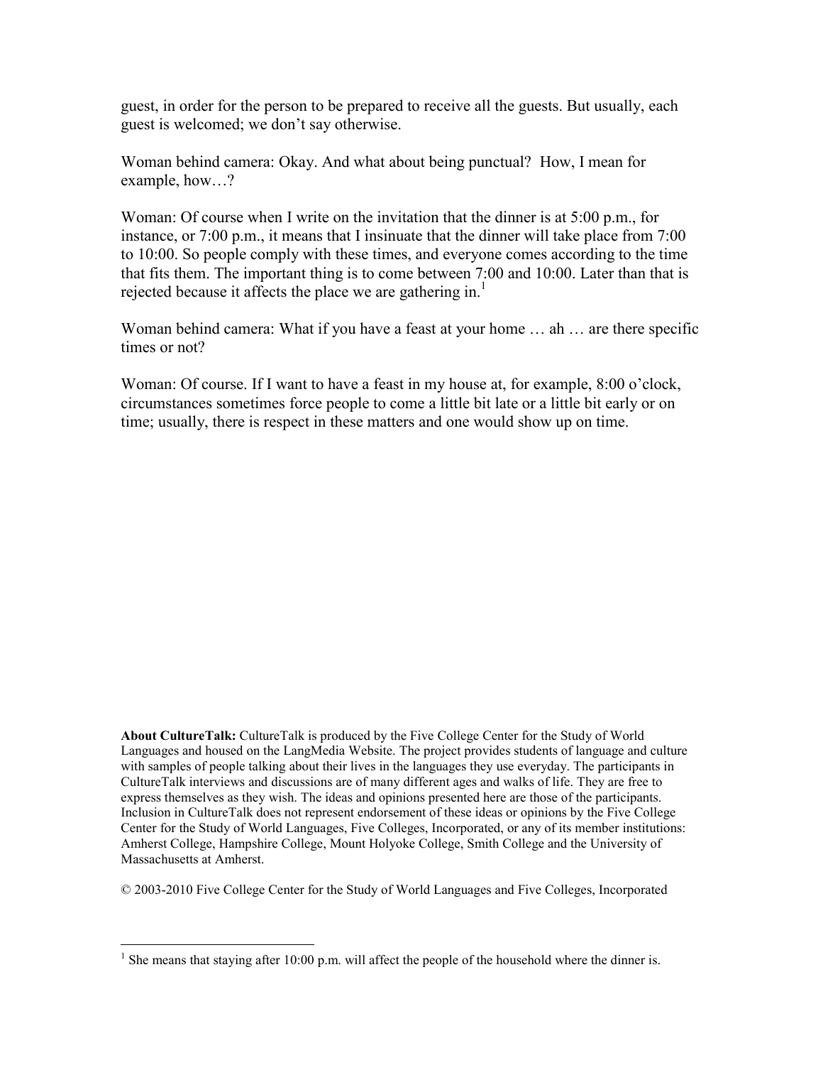guest, in order for the person to be prepared to receive all the guests. But usually, each guest is welcomed; we don't say otherwise.

Woman behind camera: Okay. And what about being punctual? How, I mean for example, how…?

Woman: Of course when I write on the invitation that the dinner is at 5:00 p.m., for instance, or 7:00 p.m., it means that I insinuate that the dinner will take place from 7:00 to 10:00. So people comply with these times, and everyone comes according to the time that fits them. The important thing is to come between 7:00 and 10:00. Later than that is rejected because it affects the place we are gathering in.[1]

Woman behind camera: What if you have a feast at your home … ah … are there specific times or not?

Woman: Of course. If I want to have a feast in my house at, for example, 8:00 o'clock, circumstances sometimes force people to come a little bit late or a little bit early or on time; usually, there is respect in these matters and one would show up on time.

**About CultureTalk:** CultureTalk is produced by the Five College Center for the Study of World Languages and housed on the LangMedia Website. The project provides students of language and culture with samples of people talking about their lives in the languages they use everyday. The participants in CultureTalk interviews and discussions are of many different ages and walks of life. They are free to express themselves as they wish. The ideas and opinions presented here are those of the participants. Inclusion in CultureTalk does not represent endorsement of these ideas or opinions by the Five College Center for the Study of World Languages, Five Colleges, Incorporated, or any of its member institutions: Amherst College, Hampshire College, Mount Holyoke College, Smith College and the University of Massachusetts at Amherst.

© 2003-2010 Five College Center for the Study of World Languages and Five Colleges, Incorporated

[1] She means that staying after 10:00 p.m. will affect the people of the household where the dinner is.